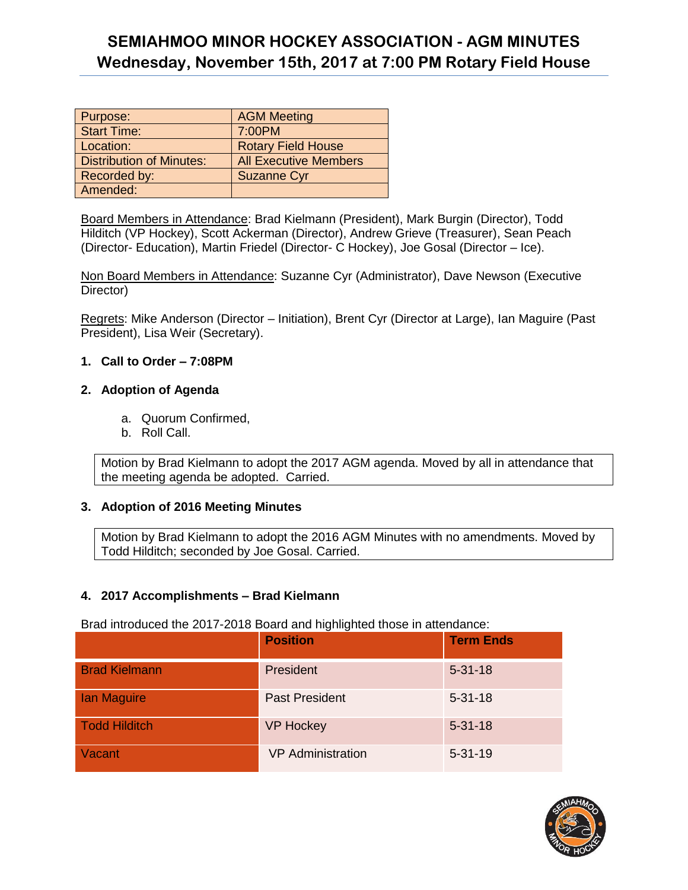# SEMIAHMOO MINOR HOCKEY ASSOCIATION - AGM MINUTES
## Wednesday, November 15th, 2017 at 7:00 PM Rotary Field House

| Purpose: | AGM Meeting |
|---|---|
| Start Time: | 7:00PM |
| Location: | Rotary Field House |
| Distribution of Minutes: | All Executive Members |
| Recorded by: | Suzanne Cyr |
| Amended: | |

Board Members in Attendance: Brad Kielmann (President), Mark Burgin (Director), Todd Hilditch (VP Hockey), Scott Ackerman (Director), Andrew Grieve (Treasurer), Sean Peach (Director- Education), Martin Friedel (Director- C Hockey), Joe Gosal (Director – Ice).

Non Board Members in Attendance: Suzanne Cyr (Administrator), Dave Newson (Executive Director)

Regrets: Mike Anderson (Director – Initiation), Brent Cyr (Director at Large), Ian Maguire (Past President), Lisa Weir (Secretary).

**1. Call to Order – 7:08PM**

**2. Adoption of Agenda**

a. Quorum Confirmed,
b. Roll Call.

Motion by Brad Kielmann to adopt the 2017 AGM agenda. Moved by all in attendance that the meeting agenda be adopted. Carried.

**3. Adoption of 2016 Meeting Minutes**

Motion by Brad Kielmann to adopt the 2016 AGM Minutes with no amendments. Moved by Todd Hilditch; seconded by Joe Gosal. Carried.

**4. 2017 Accomplishments – Brad Kielmann**

Brad introduced the 2017-2018 Board and highlighted those in attendance:

| | Position | Term Ends |
|---|---|---|
| Brad Kielmann | President | 5-31-18 |
| Ian Maguire | Past President | 5-31-18 |
| Todd Hilditch | VP Hockey | 5-31-18 |
| Vacant | VP Administration | 5-31-19 |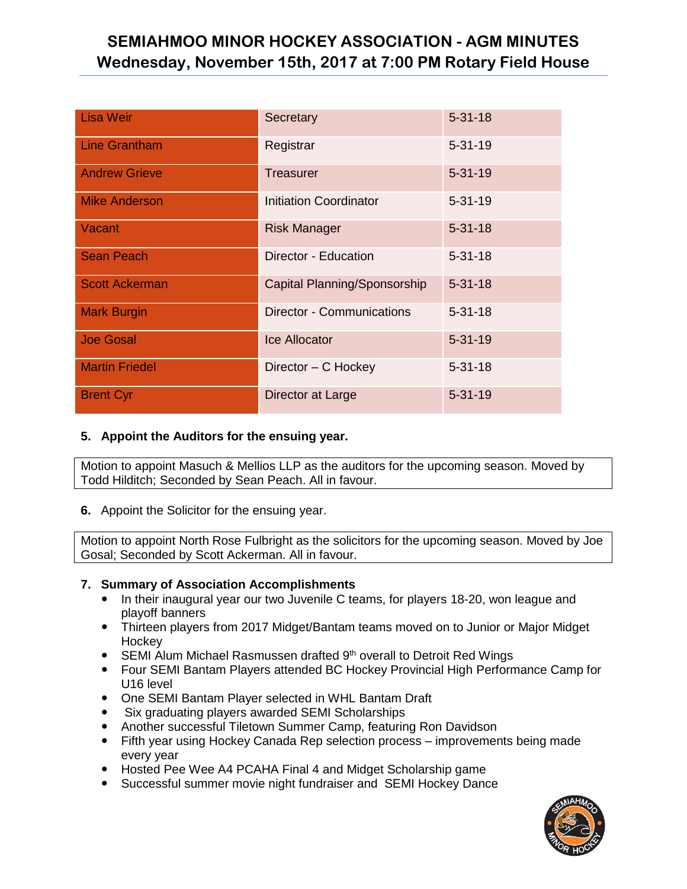| Lisa Weir | Secretary | 5-31-18 |
|---|---|---|
| Line Grantham | Registrar | 5-31-19 |
| Andrew Grieve | Treasurer | 5-31-19 |
| Mike Anderson | Initiation Coordinator | 5-31-19 |
| Vacant | Risk Manager | 5-31-18 |
| Sean Peach | Director - Education | 5-31-18 |
| Scott Ackerman | Capital Planning/Sponsorship | 5-31-18 |
| Mark Burgin | Director - Communications | 5-31-18 |
| Joe Gosal | Ice Allocator | 5-31-19 |
| Martin Friedel | Director – C Hockey | 5-31-18 |
| Brent Cyr | Director at Large | 5-31-19 |

**5. Appoint the Auditors for the ensuing year.**

Motion to appoint Masuch & Mellios LLP as the auditors for the upcoming season. Moved by Todd Hilditch; Seconded by Sean Peach. All in favour.

**6.** Appoint the Solicitor for the ensuing year.

Motion to appoint North Rose Fulbright as the solicitors for the upcoming season. Moved by Joe Gosal; Seconded by Scott Ackerman. All in favour.

**7. Summary of Association Accomplishments**

- In their inaugural year our two Juvenile C teams, for players 18-20, won league and playoff banners
- Thirteen players from 2017 Midget/Bantam teams moved on to Junior or Major Midget Hockey
- SEMI Alum Michael Rasmussen drafted 9th overall to Detroit Red Wings
- Four SEMI Bantam Players attended BC Hockey Provincial High Performance Camp for U16 level
- One SEMI Bantam Player selected in WHL Bantam Draft
- Six graduating players awarded SEMI Scholarships
- Another successful Tiletown Summer Camp, featuring Ron Davidson
- Fifth year using Hockey Canada Rep selection process – improvements being made every year
- Hosted Pee Wee A4 PCAHA Final 4 and Midget Scholarship game
- Successful summer movie night fundraiser and SEMI Hockey Dance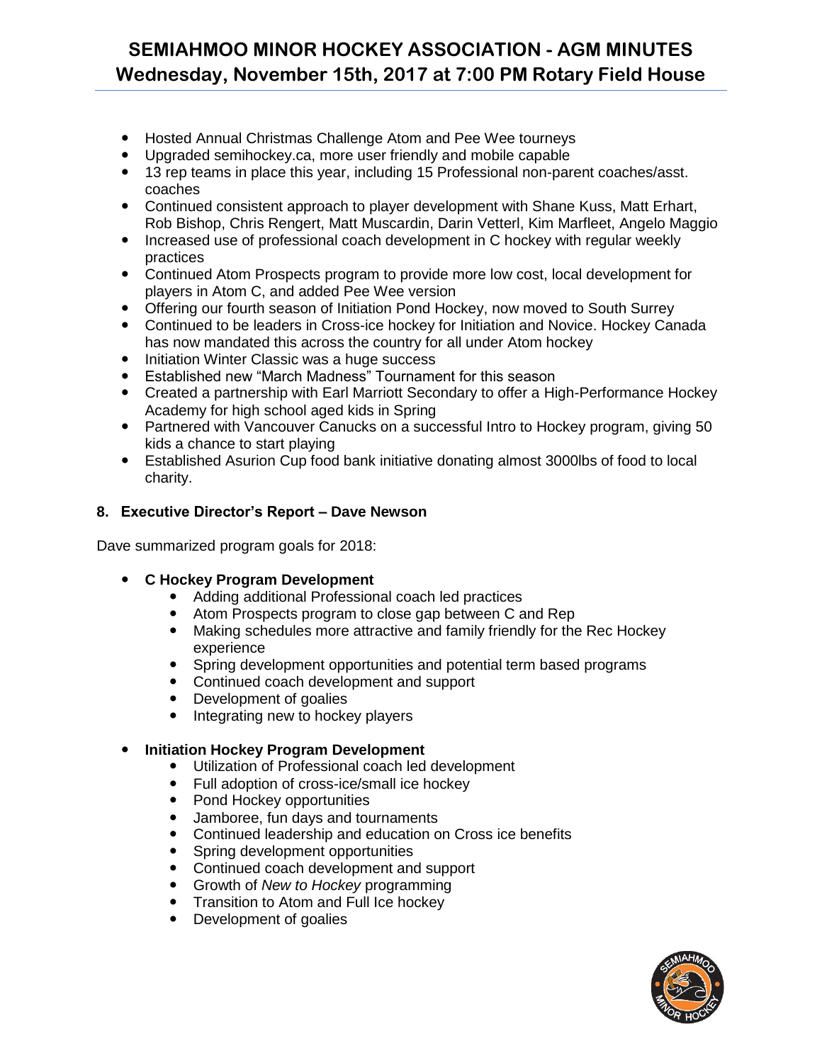- Hosted Annual Christmas Challenge Atom and Pee Wee tourneys
- Upgraded semihockey.ca, more user friendly and mobile capable
- 13 rep teams in place this year, including 15 Professional non-parent coaches/asst. coaches
- Continued consistent approach to player development with Shane Kuss, Matt Erhart, Rob Bishop, Chris Rengert, Matt Muscardin, Darin Vetterl, Kim Marfleet, Angelo Maggio
- Increased use of professional coach development in C hockey with regular weekly practices
- Continued Atom Prospects program to provide more low cost, local development for players in Atom C, and added Pee Wee version
- Offering our fourth season of Initiation Pond Hockey, now moved to South Surrey
- Continued to be leaders in Cross-ice hockey for Initiation and Novice. Hockey Canada has now mandated this across the country for all under Atom hockey
- Initiation Winter Classic was a huge success
- Established new "March Madness" Tournament for this season
- Created a partnership with Earl Marriott Secondary to offer a High-Performance Hockey Academy for high school aged kids in Spring
- Partnered with Vancouver Canucks on a successful Intro to Hockey program, giving 50 kids a chance to start playing
- Established Asurion Cup food bank initiative donating almost 3000lbs of food to local charity.

**8. Executive Director's Report – Dave Newson**

Dave summarized program goals for 2018:

- **C Hockey Program Development**
  - Adding additional Professional coach led practices
  - Atom Prospects program to close gap between C and Rep
  - Making schedules more attractive and family friendly for the Rec Hockey experience
  - Spring development opportunities and potential term based programs
  - Continued coach development and support
  - Development of goalies
  - Integrating new to hockey players
- **Initiation Hockey Program Development**
  - Utilization of Professional coach led development
  - Full adoption of cross-ice/small ice hockey
  - Pond Hockey opportunities
  - Jamboree, fun days and tournaments
  - Continued leadership and education on Cross ice benefits
  - Spring development opportunities
  - Continued coach development and support
  - Growth of *New to Hockey* programming
  - Transition to Atom and Full Ice hockey
  - Development of goalies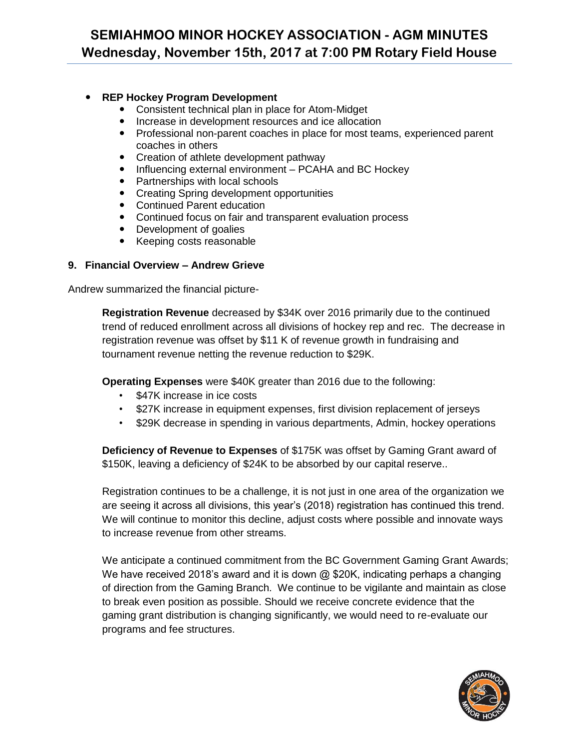- **REP Hockey Program Development**
  - Consistent technical plan in place for Atom-Midget
  - Increase in development resources and ice allocation
  - Professional non-parent coaches in place for most teams, experienced parent coaches in others
  - Creation of athlete development pathway
  - Influencing external environment – PCAHA and BC Hockey
  - Partnerships with local schools
  - Creating Spring development opportunities
  - Continued Parent education
  - Continued focus on fair and transparent evaluation process
  - Development of goalies
  - Keeping costs reasonable

**9. Financial Overview – Andrew Grieve**

Andrew summarized the financial picture-

**Registration Revenue** decreased by $34K over 2016 primarily due to the continued trend of reduced enrollment across all divisions of hockey rep and rec. The decrease in registration revenue was offset by $11 K of revenue growth in fundraising and tournament revenue netting the revenue reduction to $29K.

**Operating Expenses** were $40K greater than 2016 due to the following:

- $47K increase in ice costs
- $27K increase in equipment expenses, first division replacement of jerseys
- $29K decrease in spending in various departments, Admin, hockey operations

**Deficiency of Revenue to Expenses** of $175K was offset by Gaming Grant award of $150K, leaving a deficiency of $24K to be absorbed by our capital reserve..

Registration continues to be a challenge, it is not just in one area of the organization we are seeing it across all divisions, this year's (2018) registration has continued this trend. We will continue to monitor this decline, adjust costs where possible and innovate ways to increase revenue from other streams.

We anticipate a continued commitment from the BC Government Gaming Grant Awards; We have received 2018's award and it is down @ $20K, indicating perhaps a changing of direction from the Gaming Branch. We continue to be vigilante and maintain as close to break even position as possible. Should we receive concrete evidence that the gaming grant distribution is changing significantly, we would need to re-evaluate our programs and fee structures.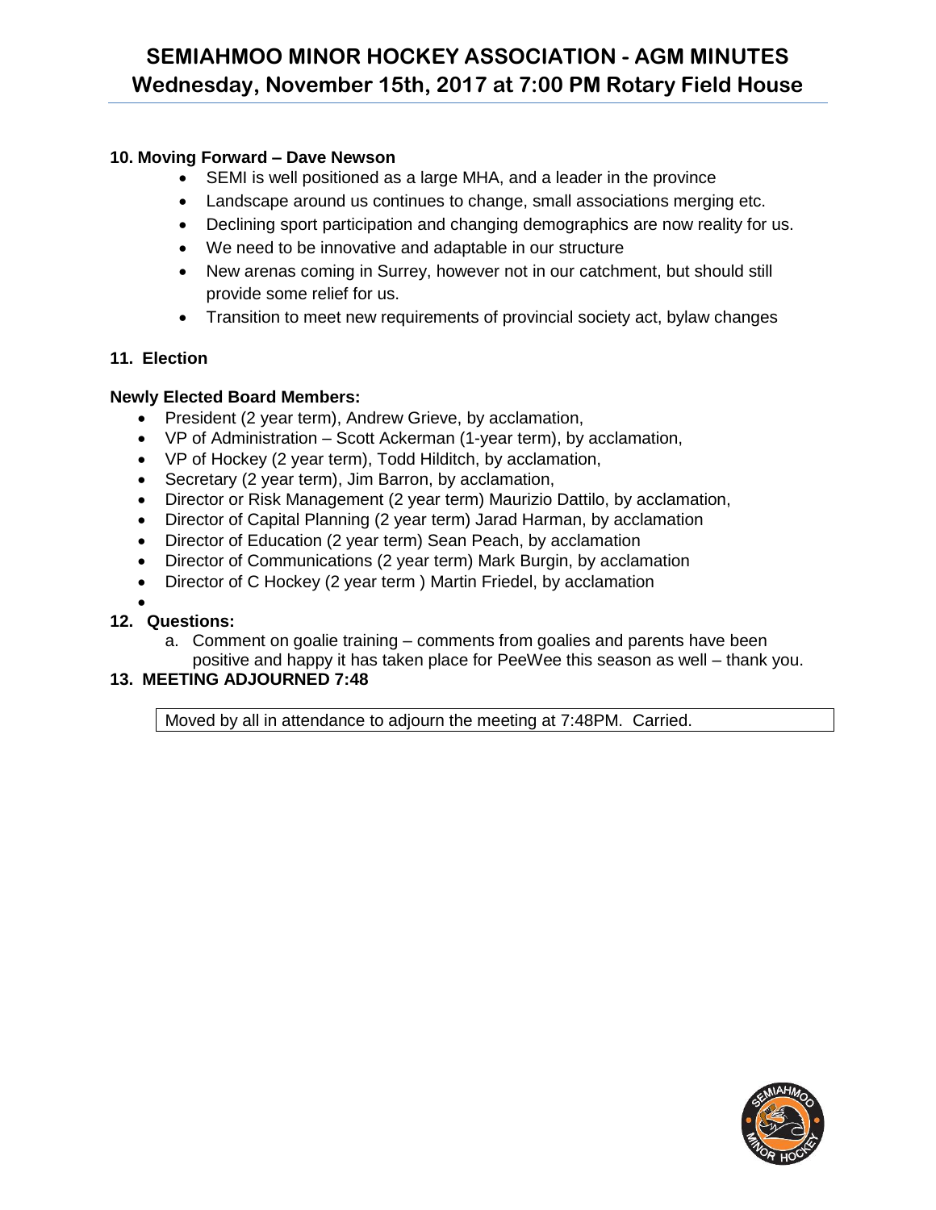### 10. Moving Forward – Dave Newson

- SEMI is well positioned as a large MHA, and a leader in the province
- Landscape around us continues to change, small associations merging etc.
- Declining sport participation and changing demographics are now reality for us.
- We need to be innovative and adaptable in our structure
- New arenas coming in Surrey, however not in our catchment, but should still provide some relief for us.
- Transition to meet new requirements of provincial society act, bylaw changes

### 11. Election

**Newly Elected Board Members:**

- President (2 year term), Andrew Grieve, by acclamation,
- VP of Administration – Scott Ackerman (1-year term), by acclamation,
- VP of Hockey (2 year term), Todd Hilditch, by acclamation,
- Secretary (2 year term), Jim Barron, by acclamation,
- Director or Risk Management (2 year term) Maurizio Dattilo, by acclamation,
- Director of Capital Planning (2 year term) Jarad Harman, by acclamation
- Director of Education (2 year term) Sean Peach, by acclamation
- Director of Communications (2 year term) Mark Burgin, by acclamation
- Director of C Hockey (2 year term ) Martin Friedel, by acclamation

### 12. Questions:

a. Comment on goalie training – comments from goalies and parents have been positive and happy it has taken place for PeeWee this season as well – thank you.

### 13. MEETING ADJOURNED 7:48

Moved by all in attendance to adjourn the meeting at 7:48PM. Carried.